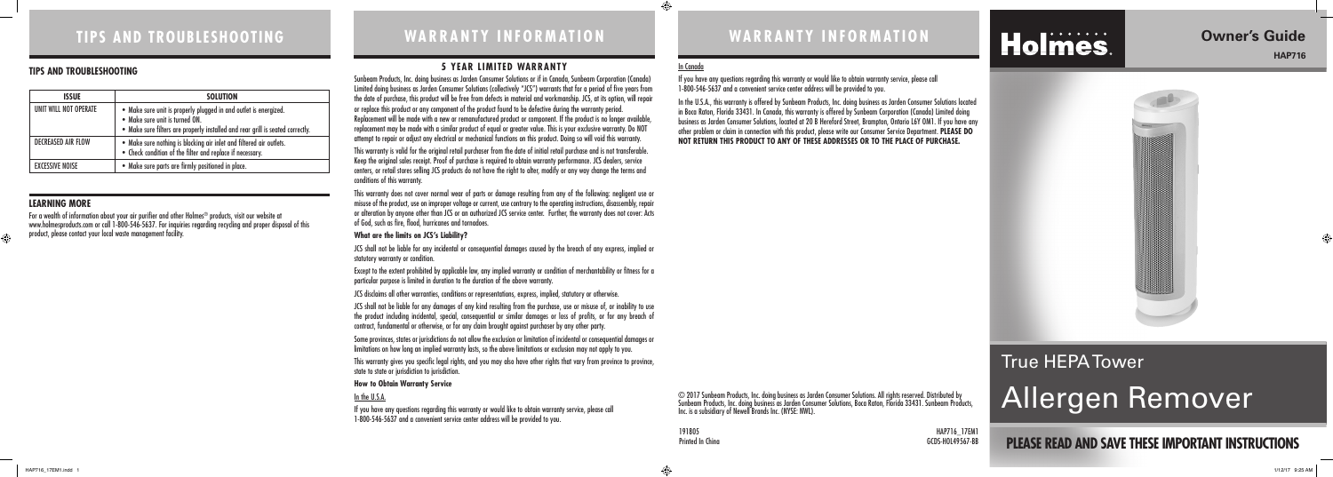# TIPS AND TROUBLESHOOTING

## TIPS AND TROUBLESHOOTING

| ISSUE | SOLUTION |
|---|---|
| UNIT WILL NOT OPERATE | • Make sure unit is properly plugged in and outlet is energized. • Make sure unit is turned ON. • Make sure filters are properly installed and rear grill is seated correctly. |
| DECREASED AIR FLOW | • Make sure nothing is blocking air inlet and filtered air outlets. • Check condition of the filter and replace if necessary. |
| EXCESSIVE NOISE | • Make sure parts are firmly positioned in place. |

## LEARNING MORE

For a wealth of information about your air purifier and other Holmes® products, visit our website at www.holmesproducts.com or call 1-800-546-5637. For inquiries regarding recycling and proper disposal of this product, please contact your local waste management facility.

# WARRANTY INFORMATION

### 5 YEAR LIMITED WARRANTY

Sunbeam Products, Inc. doing business as Jarden Consumer Solutions or if in Canada, Sunbeam Corporation (Canada) Limited doing business as Jarden Consumer Solutions (collectively "JCS") warrants that for a period of five years from the date of purchase, this product will be free from defects in material and workmanship. JCS, at its option, will repair or replace this product or any component of the product found to be defective during the warranty period. Replacement will be made with a new or remanufactured product or component. If the product is no longer available, replacement may be made with a similar product of equal or greater value. This is your exclusive warranty. Do NOT attempt to repair or adjust any electrical or mechanical functions on this product. Doing so will void this warranty.

This warranty is valid for the original retail purchaser from the date of initial retail purchase and is not transferable. Keep the original sales receipt. Proof of purchase is required to obtain warranty performance. JCS dealers, service centers, or retail stores selling JCS products do not have the right to alter, modify or any way change the terms and conditions of this warranty.

This warranty does not cover normal wear of parts or damage resulting from any of the following: negligent use or misuse of the product, use on improper voltage or current, use contrary to the operating instructions, disassembly, repair or alteration by anyone other than JCS or an authorized JCS service center. Further, the warranty does not cover: Acts of God, such as fire, flood, hurricanes and tornadoes.

**What are the limits on JCS's Liability?**

JCS shall not be liable for any incidental or consequential damages caused by the breach of any express, implied or statutory warranty or condition.

Except to the extent prohibited by applicable law, any implied warranty or condition of merchantability or fitness for a particular purpose is limited in duration to the duration of the above warranty.

JCS disclaims all other warranties, conditions or representations, express, implied, statutory or otherwise.

JCS shall not be liable for any damages of any kind resulting from the purchase, use or misuse of, or inability to use the product including incidental, special, consequential or similar damages or loss of profits, or for any breach of contract, fundamental or otherwise, or for any claim brought against purchaser by any other party.

Some provinces, states or jurisdictions do not allow the exclusion or limitation of incidental or consequential damages or limitations on how long an implied warranty lasts, so the above limitations or exclusion may not apply to you.

This warranty gives you specific legal rights, and you may also have other rights that vary from province to province, state to state or jurisdiction to jurisdiction.

**How to Obtain Warranty Service**

In the U.S.A.

If you have any questions regarding this warranty or would like to obtain warranty service, please call 1-800-546-5637 and a convenient service center address will be provided to you.

# WARRANTY INFORMATION

In Canada

If you have any questions regarding this warranty or would like to obtain warranty service, please call 1-800-546-5637 and a convenient service center address will be provided to you.

In the U.S.A., this warranty is offered by Sunbeam Products, Inc. doing business as Jarden Consumer Solutions located in Boca Raton, Florida 33431. In Canada, this warranty is offered by Sunbeam Corporation (Canada) Limited doing business as Jarden Consumer Solutions, located at 20 B Hereford Street, Brampton, Ontario L6Y 0M1. If you have any other problem or claim in connection with this product, please write our Consumer Service Department. **PLEASE DO NOT RETURN THIS PRODUCT TO ANY OF THESE ADDRESSES OR TO THE PLACE OF PURCHASE.**

© 2017 Sunbeam Products, Inc. doing business as Jarden Consumer Solutions. All rights reserved. Distributed by Sunbeam Products, Inc. doing business as Jarden Consumer Solutions, Boca Raton, Florida 33431. Sunbeam Products, Inc. is a subsidiary of Newell Brands Inc. (NYSE: NWL).

191805
Printed In China

HAP716_17EM1
GCDS-HOL49567-BB

# Holmes

**Owner's Guide**

**HAP716**

True HEPA Tower

# Allergen Remover

**PLEASE READ AND SAVE THESE IMPORTANT INSTRUCTIONS**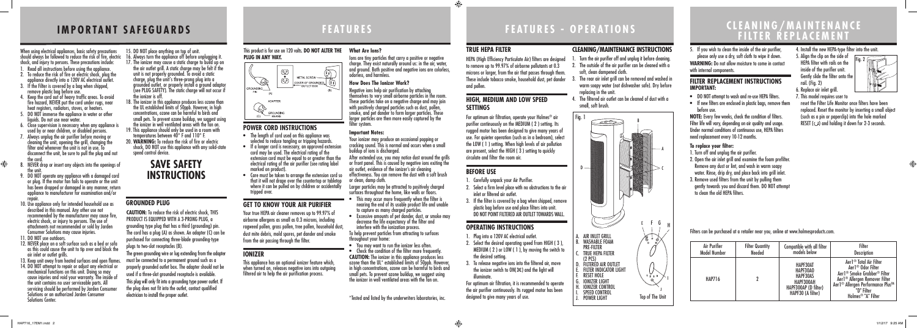# IMPORTANT SAFEGUARDS

When using electrical appliances, basic safety precautions should always be followed to reduce the risk of fire, electric shock, and injury to persons. These precautions include:

1. Read all instructions before using the appliance.
2. To reduce the risk of fire or electric shock, plug the appliance directly into a 120V AC electrical outlet.
3. If the Filter is covered by a bag when shipped, remove plastic bag before use.
4. Keep the cord out of heavy traffic areas. To avoid fire hazard, NEVER put the cord under rugs, near heat registers, radiators, stoves, or heaters.
5. DO NOT immerse the appliance in water or other liquids. Do not use near water.
6. Close supervision is necessary when any appliance is used by or near children, or disabled persons.
7. Always unplug the air purifier before moving or cleaning the unit, opening the grill, changing the filter and whenever the unit is not in use. To disconnect the unit, be sure to pull the plug and not the cord.
8. NEVER drop or insert any objects into the openings of the unit.
9. DO NOT operate any appliance with a damaged cord or plug. If the motor fan fails to operate or the unit has been dropped or damaged in any manner, return appliance to manufacturer for examination and/or repair.
10. Use appliance only for intended household use as described in this manual. Any other use not recommended by the manufacturer may cause fire, electric shock, or injury to persons. The use of attachments not recommended or sold by Jarden Consumer Solutions may cause injuries.
11. DO NOT use outdoors.
12. NEVER place on a soft surface such as a bed or sofa as this could cause the unit to tip over and block the air inlet or outlet grills.
13. Keep unit away from heated surfaces and open flames.
14. DO NOT attempt to repair or adjust any electrical or mechanical functions on this unit. Doing so may cause injuries and void your warranty. The inside of the unit contains no user serviceable parts. All servicing should be performed by Jarden Consumer Solutions or an authorized Jarden Consumer Solutions Center.
15. DO NOT place anything on top of unit.
16. Always turn the appliance off before unplugging it.
17. The ionizer may cause a static charge to build up on the air outlet grill. A static charge may be felt if the unit is not properly grounded. To avoid a static charge, plug the unit's three-prong plug into a grounded outlet, or properly install a ground adaptor (see PLUG SAFETY). The static charge will not occur if the ionizer is off.
18. The ionizer in this appliance produces less ozone than the UL established limits of 50ppb. However, in high concentrations, ozone can be harmful to birds and small pets. To prevent ozone buildup, we suggest using the ionizer in well ventilated areas with the fan on.
19. This appliance should only be used in a room with temperatures between 40° F and 110° F.
20. **WARNING:** To reduce the risk of fire or electric shock, DO NOT use this appliance with any solid-state speed control device.

## SAVE SAFETY INSTRUCTIONS

## GROUNDED PLUG

**CAUTION:** To reduce the risk of electric shock, THIS PRODUCT IS EQUIPPED WITH A 3-PRONG PLUG, a grounding type plug that has a third (grounding) pin. The cord has a plug (A) as shown. An adapter (C) can be purchased for connecting three-blade grounding-type plugs to two-slot receptacles (B).

The green grounding wire or lug extending from the adapter must be connected to a permanent ground such as a properly grounded outlet box. The adapter should not be used if a three-slot grounded receptacle is available.

This plug will only fit into a grounding type power outlet. If the plug does not fit into the outlet, contact qualified electrician to install the proper outlet.

# FEATURES

This product is for use on 120 volts. **DO NOT ALTER THE PLUG IN ANY WAY.**

GROUNDING PIN (A)
METAL SCREW
COVER OF GROUNDED OUTLET BOX (B)
ADAPTER
GROUNDING MEANS (C)

## POWER CORD INSTRUCTIONS

- The length of cord used on this appliance was selected to reduce tangling or tripping hazards.
- If a longer cord is necessary, an approved extension cord may be used. The electrical rating of the extension cord must be equal to or greater than the electrical rating of the air purifier (see rating label marked on product).
- Care must be taken to arrange the extension cord so that it will not drape over the countertop or tabletop where it can be pulled on by children or accidentally tripped over.

## GET TO KNOW YOUR AIR PURIFIER

Your true HEPA air cleaner removes up to 99.97% of airborne allergens as small as 0.3 microns, including ragweed pollen, grass pollen, tree pollen, household dust, dust mite debris, mold spores, pet dander and smoke from the air passing through the filter.

## IONIZER

This appliance has an optional ionizer feature which, when turned on, releases negative ions into outgoing filtered air to help the air purification process.

### What Are Ions?

Ions are tiny particles that carry a positive or negative charge. They exist naturally around us: in the air, water, and ground. Both positive and negative ions are colorless, odorless, and harmless.

### How Does The Ionizer Work?

Negative ions help air purification by attaching themselves to very small airborne particles in the room. These particles take on a negative charge and may join with positively charged particles such as dust, pollen, smoke, and pet dander to form larger particles. These larger particles are then more easily captured by the filter system.

### Important Notes:

Your ionizer may produce an occasional popping or cracking sound. This is normal and occurs when a small buildup of ions is discharged.

After extended use, you may notice dust around the grills or front panel. This is caused by negative ions exiting the air outlet, evidence of the ionizer's air cleaning effectiveness. You can remove the dust with a soft brush or clean, damp cloth.

Larger particles may be attracted to positively charged surfaces throughout the home, like walls or floors.

- This may occur more frequently when the filter is nearing the end of its usable product life and unable to capture as many charged particles.
- Excessive amounts of pet dander, dust, or smoke may decrease the life expectancy of the filter and interfere with the ionization process.

To help prevent particles from attracting to surfaces throughout your home:

- You may want to run the ionizer less often.
- Check the condition of the filter more frequently.

**CAUTION:** The ionizer in this appliance produces less ozone than the UL* established limits of 50ppb. However, in high concentrations, ozone can be harmful to birds and small pets. To prevent ozone buildup, we suggest using the ionizer in well ventilated areas with the fan on.

*Tested and listed by the underwriters laboratories, inc.

# FEATURES - OPERATIONS

## TRUE HEPA FILTER

HEPA (High Efficiency Particulate Air) filters are designed to remove up to 99.97% of airborne pollutants at 0.3 microns or larger, from the air that passes through them. These include tobacco smoke, household dust, pet dander and pollen.

## HIGH, MEDIUM AND LOW SPEED SETTINGS

For optimum air filtration, operate your Holmes® air purifier continuously on the MEDIUM ( 2 ) setting. Its rugged motor has been designed to give many years of use. For quieter operation (such as in a bedroom), select the LOW ( 1 ) setting. When high levels of air pollution are present, select the HIGH ( 3 ) setting to quickly circulate and filter the room air.

## BEFORE USE

1. Carefully unpack your Air Purifier.
2. Select a firm level place with no obstructions to the air inlet or filtered air outlet.
3. If the filter is covered by a bag when shipped, remove plastic bag before use and place filters into unit. DO NOT POINT FILTERED AIR OUTLET TOWARDS WALL.

## OPERATING INSTRUCTIONS

1. Plug into a 120V AC electrical outlet.
2. Select the desired operating speed from HIGH ( 3 ), MEDIUM ( 2 ) or LOW ( 1 ), by moving the switch to the desired setting.
3. To release negative ions into the filtered air, move the ionizer switch to ON and the light will illuminate.

For optimum air filtration, it is recommended to operate the air purifier continuously. Its rugged motor has been designed to give many years of use.

## CLEANING/MAINTENANCE INSTRUCTIONS

1. Turn the air purifier off and unplug it before cleaning.
2. The outside of the air purifier can be cleaned with a soft, clean dampened cloth.
3. The rear air inlet grill can be removed and washed in warm soapy water (not dishwasher safe). Dry before replacing in the unit.
4. The filtered air outlet can be cleaned of dust with a small, soft brush.

Fig. 1

A. AIR INLET GRILL
B. WASHABLE FOAM PRE-FILTER
C. TRUE HEPA FILTER (2 PCS)
D. FILTERED AIR OUTLET
E. FILTER INDICATOR LIGHT
F. RESET HOLE
G. IONIZER LIGHT
H. IONIZER CONTROL
I. SPEED CONTROL
J. POWER LIGHT

Top of The Unit

# CLEANING/MAINTENANCE FILTER REPLACEMENT

5. If you wish to clean the inside of the air purifier, please only use a dry, soft cloth to wipe it down.

**WARNING:** Do not allow moisture to come in contact with internal components.

## FILTER REPLACEMENT INSTRUCTIONS

**IMPORTANT:**

- DO NOT attempt to wash and re-use HEPA filters.
- If new filters are enclosed in plastic bags, remove them before use.

**NOTE:** Every few weeks, check the condition of filters. Filter life will vary, depending on air quality and usage. Under normal conditions of continuous use, HEPA filters need replacement every 10-12 months.

### To replace your filter:

1. Turn off and unplug the air purifier.
2. Open the air inlet grill and examine the foam prefilter. Remove any dust or lint, and wash in warm soapy water. Rinse, drip dry, and place back into grill inlet.
3. Remove used filters from the unit by pulling them gently towards you and discard them. DO NOT attempt to clean the old HEPA filters.
4. Install the new HEPA-type filter into the unit.
5. Align the clip on the side of HEPA filter with rails on the inside of the purifier unit. Gently slide the filter onto the rail. (Fig. 2)
6. Replace air inlet grill.
7. This model requires user to reset the Filter Life Monitor once filters have been replaced. Reset the monitor by inserting a small object (such as a pin or paperclip) into the hole marked RESET and holding it down for 2-3 seconds.

Fig. 2

Filters can be purchased at a retailer near you, online at www.holmesproducts.com.

| Air Purifier Model Number | Filter Quantity Needed | Compatible with all filter models below | Filter Description |
| --- | --- | --- | --- |
| HAP716 | 2 | HAPF30AT<br>HAPF30AD<br>HAPF30AS<br>HAPF30AQH<br>HAPF30AP (D filter)<br>HAPF30 (A filter) | Aer1® Total Air Filter<br>Aer1® Odor Filter<br>Aer1® Smoke Grabber® Filter<br>Aer1® Allergen Remover Filter<br>Aer1® Allergen Performance Plus™<br>"D" Filter<br>Holmes® "A" Filter |